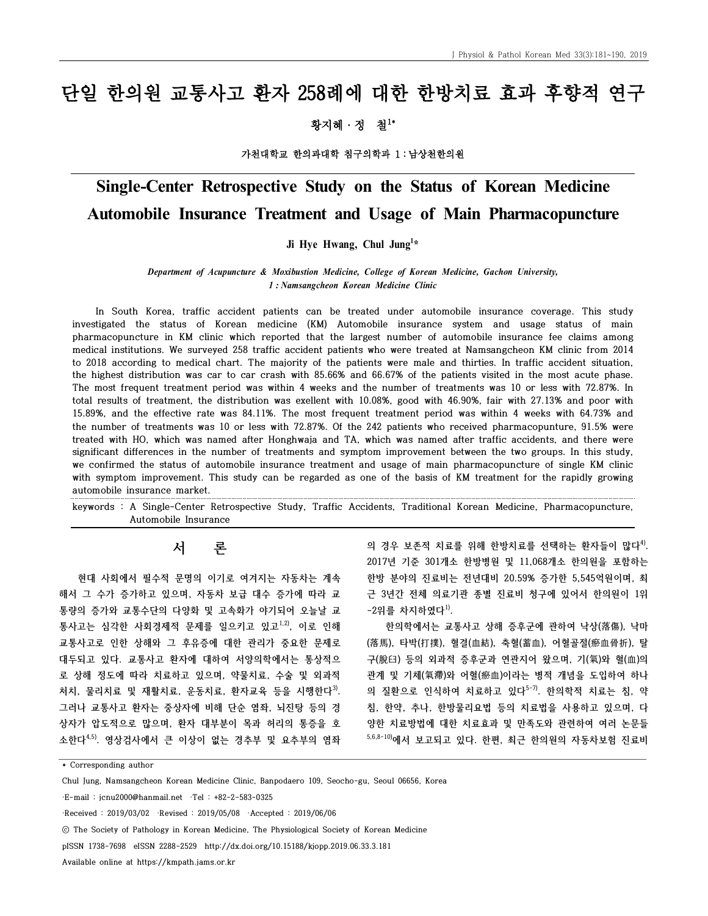# 단일 한의원 교통사고 환자 258례에 대한 한방치료 효과 후향적 연구

황지혜 · 정 철[1]*

가천대학교 한의과대학 침구의학과 1 : 남상천한의원

# Single-Center Retrospective Study on the Status of Korean Medicine Automobile Insurance Treatment and Usage of Main Pharmacopuncture

**Ji Hye Hwang, Chul Jung[1]***

*Department of Acupuncture & Moxibustion Medicine, College of Korean Medicine, Gachon University,*
*1 : Namsangcheon Korean Medicine Clinic*

In South Korea, traffic accident patients can be treated under automobile insurance coverage. This study investigated the status of Korean medicine (KM) Automobile insurance system and usage status of main pharmacopuncture in KM clinic which reported that the largest number of automobile insurance fee claims among medical institutions. We surveyed 258 traffic accident patients who were treated at Namsangcheon KM clinic from 2014 to 2018 according to medical chart. The majority of the patients were male and thirties. In traffic accident situation, the highest distribution was car to car crash with 85.66% and 66.67% of the patients visited in the most acute phase. The most frequent treatment period was within 4 weeks and the number of treatments was 10 or less with 72.87%. In total results of treatment, the distribution was exellent with 10.08%, good with 46.90%, fair with 27.13% and poor with 15.89%, and the effective rate was 84.11%. The most frequent treatment period was within 4 weeks with 64.73% and the number of treatments was 10 or less with 72.87%. Of the 242 patients who received pharmacopunture, 91.5% were treated with HO, which was named after Honghwaja and TA, which was named after traffic accidents, and there were significant differences in the number of treatments and symptom improvement between the two groups. In this study, we confirmed the status of automobile insurance treatment and usage of main pharmacopuncture of single KM clinic with symptom improvement. This study can be regarded as one of the basis of KM treatment for the rapidly growing automobile insurance market.

keywords : A Single-Center Retrospective Study, Traffic Accidents, Traditional Korean Medicine, Pharmacopuncture, Automobile Insurance

## 서 론

현대 사회에서 필수적 문명의 이기로 여겨지는 자동차는 계속해서 그 수가 증가하고 있으며, 자동차 보급 대수 증가에 따라 교통량의 증가와 교통수단의 다양화 및 고속화가 야기되어 오늘날 교통사고는 심각한 사회경제적 문제를 일으키고 있고[1,2], 이로 인해 교통사고로 인한 상해와 그 후유증에 대한 관리가 중요한 문제로 대두되고 있다. 교통사고 환자에 대하여 서양의학에서는 통상적으로 상해 정도에 따라 치료하고 있으며, 약물치료, 수술 및 외과적 처치, 물리치료 및 재활치료, 운동치료, 환자교육 등을 시행한다[3]. 그러나 교통사고 환자는 중상자에 비해 단순 염좌, 뇌진탕 등의 경상자가 압도적으로 많으며, 환자 대부분이 목과 허리의 통증을 호소한다[4,5]. 영상검사에서 큰 이상이 없는 경추부 및 요추부의 염좌의 경우 보존적 치료를 위해 한방치료를 선택하는 환자들이 많다[4]. 2017년 기준 301개소 한방병원 및 11,068개소 한의원을 포함하는 한방 분야의 진료비는 전년대비 20.59% 증가한 5,545억원이며, 최근 3년간 전체 의료기관 종별 진료비 청구에 있어서 한의원이 1위-2위를 차지하였다[1].

한의학에서는 교통사고 상해 증후군에 관하여 낙상(落傷), 낙마(落馬), 타박(打撲), 혈결(血結), 축혈(蓄血), 어혈골절(瘀血骨折), 탈구(脫臼) 등의 외과적 증후군과 연관지어 왔으며, 기(氣)와 혈(血)의 관계 및 기체(氣滯)와 어혈(瘀血)이라는 병적 개념을 도입하여 하나의 질환으로 인식하여 치료하고 있다[5-7]. 한의학적 치료는 침, 약침, 한약, 추나, 한방물리요법 등의 치료법을 사용하고 있으며, 다양한 치료방법에 대한 치료효과 및 만족도와 관련하여 여러 논문들[5,6,8-10]에서 보고되고 있다. 한편, 최근 한의원의 자동차보험 진료비

* Corresponding author

Chul Jung, Namsangcheon Korean Medicine Clinic, Banpodaero 109, Seocho-gu, Seoul 06656, Korea

·E-mail : jcnu2000@hanmail.net ·Tel : +82-2-583-0325

·Received : 2019/03/02 ·Revised : 2019/05/08 ·Accepted : 2019/06/06

© The Society of Pathology in Korean Medicine, The Physiological Society of Korean Medicine

pISSN 1738-7698 eISSN 2288-2529 http://dx.doi.org/10.15188/kjopp.2019.06.33.3.181

Available online at https://kmpath.jams.or.kr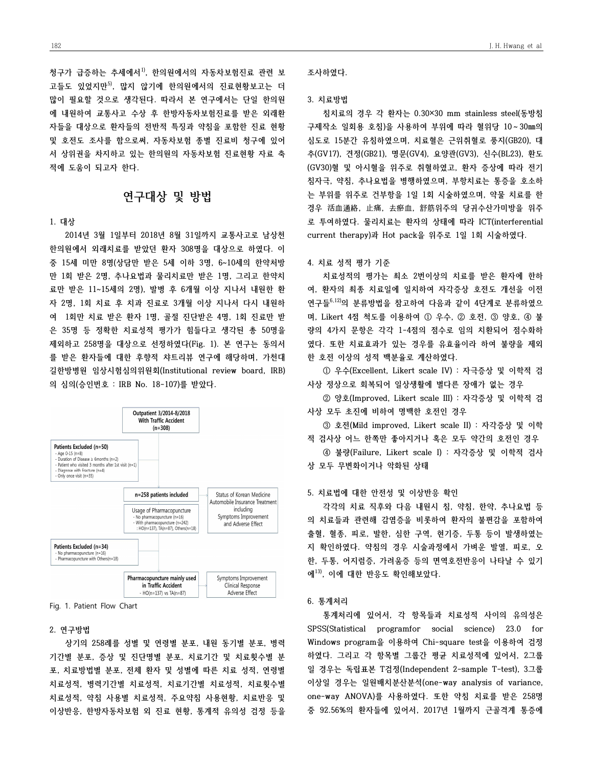청구가 급증하는 추세에서[1], 한의원에서의 자동차보험진료 관련 보고들도 있었지만[5], 많지 않기에 한의원에서의 진료현황보고는 더 많이 필요할 것으로 생각된다. 따라서 본 연구에서는 단일 한의원에 내원하여 교통사고 수상 후 한방자동차보험진료를 받은 외래환자들을 대상으로 환자들의 전반적 특징과 약침을 포함한 진료 현황 및 호전도 조사를 함으로써, 자동차보험 종별 진료비 청구에 있어서 상위권을 차지하고 있는 한의원의 자동차보험 진료현황 자료 축적에 도움이 되고자 한다.

## 연구대상 및 방법

### 1. 대상

2014년 3월 1일부터 2018년 8월 31일까지 교통사고로 남상천 한의원에서 외래치료를 받았던 환자 308명을 대상으로 하였다. 이 중 15세 미만 8명(상담만 받은 5세 이하 3명, 6~10세의 한약처방만 1회 받은 2명, 추나요법과 물리치료만 받은 1명, 그리고 한약치료만 받은 11~15세의 2명), 발병 후 6개월 이상 지나서 내원한 환자 2명, 1회 치료 후 치과 진료로 3개월 이상 지나서 다시 내원하여 1회만 치료 받은 환자 1명, 골절 진단받은 4명, 1회 진료만 받은 35명 등 정확한 치료성적 평가가 힘들다고 생각된 총 50명을 제외하고 258명을 대상으로 선정하였다(Fig. 1). 본 연구는 동의서를 받은 환자들에 대한 후향적 챠트리뷰 연구에 해당하며, 가천대 길한방병원 임상시험심의위원회(Institutional review board, IRB)의 심의(승인번호 : IRB No. 18-107)를 받았다.

Outpatient 3/2014-8/2018
With Traffic Accident
(n=308)

Patients Excluded (n=50)
- Age 0-15 (n=8)
- Duration of Disease ≥ 6months (n=2)
- Patient who visited 3 months after 1st visit (n=1)
- Diagnose with Fracture (n=4)
- Only once visit (n=35)

n=258 patients included

Usage of Pharmacopuncture
- No pharmacopuncture (n=16)
- With pharmacopuncture (n=242)
: HO(n=137), TA(n=87), Others(n=18)

Status of Korean Medicine Automobile Insurance Treatment including Symptoms Improvement and Adverse Effect

Patients Excluded (n=34)
- No pharmacopuncture (n=16)
- Pharmacopuncture with Others(n=18)

Pharmacopuncture mainly used in Traffic Accident
- HO(n=137) vs TA(n=87)

Symptoms Improvement
Clinical Response
Adverse Effect

Fig. 1. Patient Flow Chart

### 2. 연구방법

상기의 258례를 성별 및 연령별 분포, 내원 동기별 분포, 병력기간별 분포, 증상 및 진단명별 분포, 치료기간 및 치료횟수별 분포, 치료방법별 분포, 전체 환자 및 성별에 따른 치료 성적, 연령별 치료성적, 병력기간별 치료성적, 치료기간별 치료성적, 치료횟수별 치료성적, 약침 사용별 치료성적, 주요약침 사용현황, 치료반응 및 이상반응, 한방자동차보험 외 진료 현황, 통계적 유의성 검정 등을 조사하였다.

### 3. 치료방법

침치료의 경우 각 환자는 0.30×30 mm stainless steel(동방침구제작소 일회용 호침)을 사용하여 부위에 따라 혈위당 10~30㎜의 심도로 15분간 유침하였으며, 치료혈은 근위취혈로 풍지(GB20), 대추(GV17), 견정(GB21), 명문(GV4), 요양관(GV3), 신수(BL23), 환도(GV30)혈 및 아시혈을 위주로 취혈하였고, 환자 증상에 따라 전기침자극, 약침, 추나요법을 병행하였으며, 부항치료는 통증을 호소하는 부위를 위주로 건부항을 1일 1회 시술하였으며, 약물 치료를 한 경우 活血通絡, 止痛, 去瘀血, 舒筋위주의 당귀수산가미방을 위주로 투여하였다. 물리치료는 환자의 상태에 따라 ICT(interferential current therapy)과 Hot pack을 위주로 1일 1회 시술하였다.

### 4. 치료 성적 평가 기준

치료성적의 평가는 최소 2번이상의 치료를 받은 환자에 한하여, 환자의 최종 치료일에 일치하여 자각증상 호전도 개선을 이전 연구들[6,12]의 분류방법을 참고하여 다음과 같이 4단계로 분류하였으며, Likert 4점 척도를 이용하여 ① 우수, ② 호전, ③ 양호, ④ 불량의 4가지 문항은 각각 1-4점의 점수로 임의 치환되어 점수화하였다. 또한 치료효과가 있는 경우를 유효율이라 하여 불량을 제외한 호전 이상의 성적 백분율로 계산하였다.

① 우수(Excellent, Likert scale IV) : 자극증상 및 이학적 검사상 정상으로 회복되어 일상생활에 별다른 장애가 없는 경우

② 양호(Improved, Likert scale III) : 자각증상 및 이학적 검사상 모두 초진에 비하여 명백한 호전인 경우

③ 호전(Mild improved, Likert scale II) : 자각증상 및 이학적 검사상 어느 한쪽만 좋아지거나 혹은 모두 약간의 호전인 경우

④ 불량(Failure, Likert scale I) : 자각증상 및 이학적 검사상 모두 무변화이거나 악화된 상태

### 5. 치료법에 대한 안전성 및 이상반응 확인

각각의 치료 직후와 다음 내원시 침, 약침, 한약, 추나요법 등의 치료들과 관련해 감염증을 비롯하여 환자의 불편감을 포함하여 출혈, 혈종, 피로, 발한, 심한 구역, 현기증, 두통 등이 발생하였는지 확인하였다. 약침의 경우 시술과정에서 가벼운 발열, 피로, 오한, 두통, 어지럼증, 가려움증 등의 면역호전반응이 나타날 수 있기에[13], 이에 대한 반응도 확인해보았다.

### 6. 통계처리

통계처리에 있어서, 각 항목들과 치료성적 사이의 유의성은 SPSS(Statistical programfor social science) 23.0 for Windows program을 이용하여 Chi-square test을 이용하여 검정하였다. 그리고 각 항목별 그룹간 평균 치료성적에 있어서, 2그룹일 경우는 독립표본 T검정(Independent 2-sample T-test), 3그룹 이상일 경우는 일원배치분산분석(one-way analysis of variance, one-way ANOVA)를 사용하였다. 또한 약침 치료를 받은 258명 중 92.56%의 환자들에 있어서, 2017년 1월까지 근골격계 통증에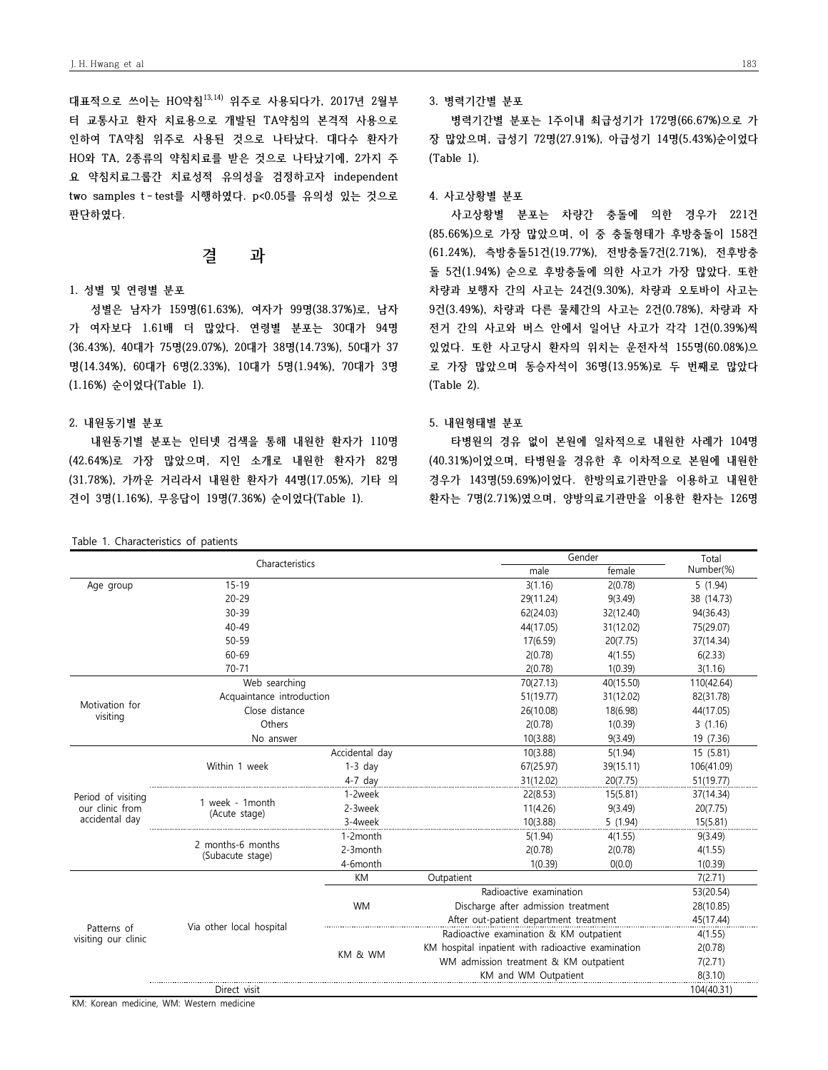대표적으로 쓰이는 HO약침[13,14] 위주로 사용되다가, 2017년 2월부터 교통사고 환자 치료용으로 개발된 TA약침의 본격적 사용으로 인하여 TA약침 위주로 사용된 것으로 나타났다. 대다수 환자가 HO와 TA, 2종류의 약침치료를 받은 것으로 나타났기에, 2가지 주요 약침치료그룹간 치료성적 유의성을 검정하고자 independent two samples t-test를 시행하였다. $p<0.05$를 유의성 있는 것으로 판단하였다.

## 결 과

### 1. 성별 및 연령별 분포

성별은 남자가 159명(61.63%), 여자가 99명(38.37%)로, 남자가 여자보다 1.61배 더 많았다. 연령별 분포는 30대가 94명(36.43%), 40대가 75명(29.07%), 20대가 38명(14.73%), 50대가 37명(14.34%), 60대가 6명(2.33%), 10대가 5명(1.94%), 70대가 3명(1.16%) 순이었다(Table 1).

### 2. 내원동기별 분포

내원동기별 분포는 인터넷 검색을 통해 내원한 환자가 110명(42.64%)로 가장 많았으며, 지인 소개로 내원한 환자가 82명(31.78%), 가까운 거리라서 내원한 환자가 44명(17.05%), 기타 의견이 3명(1.16%), 무응답이 19명(7.36%) 순이었다(Table 1).

### 3. 병력기간별 분포

병력기간별 분포는 1주이내 최급성기가 172명(66.67%)으로 가장 많았으며, 급성기 72명(27.91%), 아급성기 14명(5.43%)순이었다(Table 1).

### 4. 사고상황별 분포

사고상황별 분포는 차량간 충돌에 의한 경우가 221건(85.66%)으로 가장 많았으며, 이 중 충돌형태가 후방충돌이 158건(61.24%), 측방충돌51건(19.77%), 전방충돌7건(2.71%), 전후방충돌 5건(1.94%) 순으로 후방충돌에 의한 사고가 가장 많았다. 또한 차량과 보행자 간의 사고는 24건(9.30%), 차량과 오토바이 사고는 9건(3.49%), 차량과 다른 물체간의 사고는 2건(0.78%), 차량과 자전거 간의 사고와 버스 안에서 일어난 사고가 각각 1건(0.39%)씩 있었다. 또한 사고당시 환자의 위치는 운전자석 155명(60.08%)으로 가장 많았으며 동승자석이 36명(13.95%)로 두 번째로 많았다(Table 2).

### 5. 내원형태별 분포

타병원의 경유 없이 본원에 일차적으로 내원한 사례가 104명(40.31%)이었으며, 타병원을 경유한 후 이차적으로 본원에 내원한 경우가 143명(59.69%)이었다. 한방의료기관만을 이용하고 내원한 환자는 7명(2.71%)였으며, 양방의료기관만을 이용한 환자는 126명

Table 1. Characteristics of patients

| Characteristics | | | | Gender: male | Gender: female | Total Number(%) |
|---|---|---|---|---|---|---|
| Age group | 15-19 | | | 3(1.16) | 2(0.78) | 5 (1.94) |
| | 20-29 | | | 29(11.24) | 9(3.49) | 38 (14.73) |
| | 30-39 | | | 62(24.03) | 32(12.40) | 94(36.43) |
| | 40-49 | | | 44(17.05) | 31(12.02) | 75(29.07) |
| | 50-59 | | | 17(6.59) | 20(7.75) | 37(14.34) |
| | 60-69 | | | 2(0.78) | 4(1.55) | 6(2.33) |
| | 70-71 | | | 2(0.78) | 1(0.39) | 3(1.16) |
| Motivation for visiting | Web searching | | | 70(27.13) | 40(15.50) | 110(42.64) |
| | Acquaintance introduction | | | 51(19.77) | 31(12.02) | 82(31.78) |
| | Close distance | | | 26(10.08) | 18(6.98) | 44(17.05) |
| | Others | | | 2(0.78) | 1(0.39) | 3 (1.16) |
| | No answer | | | 10(3.88) | 9(3.49) | 19 (7.36) |
| Period of visiting our clinic from accidental day | Within 1 week | Accidental day | | 10(3.88) | 5(1.94) | 15 (5.81) |
| | | 1-3 day | | 67(25.97) | 39(15.11) | 106(41.09) |
| | | 4-7 day | | 31(12.02) | 20(7.75) | 51(19.77) |
| | 1 week - 1month (Acute stage) | 1-2week | | 22(8.53) | 15(5.81) | 37(14.34) |
| | | 2-3week | | 11(4.26) | 9(3.49) | 20(7.75) |
| | | 3-4week | | 10(3.88) | 5 (1.94) | 15(5.81) |
| | 2 months-6 months (Subacute stage) | 1-2month | | 5(1.94) | 4(1.55) | 9(3.49) |
| | | 2-3month | | 2(0.78) | 2(0.78) | 4(1.55) |
| | | 4-6month | | 1(0.39) | 0(0.0) | 1(0.39) |
| Patterns of visiting our clinic | Via other local hospital | KM | Outpatient | | | 7(2.71) |
| | | WM | Radioactive examination | | | 53(20.54) |
| | | | Discharge after admission treatment | | | 28(10.85) |
| | | | After out-patient department treatment | | | 45(17.44) |
| | | KM & WM | Radioactive examination & KM outpatient | | | 4(1.55) |
| | | | KM hospital inpatient with radioactive examination | | | 2(0.78) |
| | | | WM admission treatment & KM outpatient | | | 7(2.71) |
| | | | KM and WM Outpatient | | | 8(3.10) |
| | Direct visit | | | | | 104(40.31) |

KM: Korean medicine, WM: Western medicine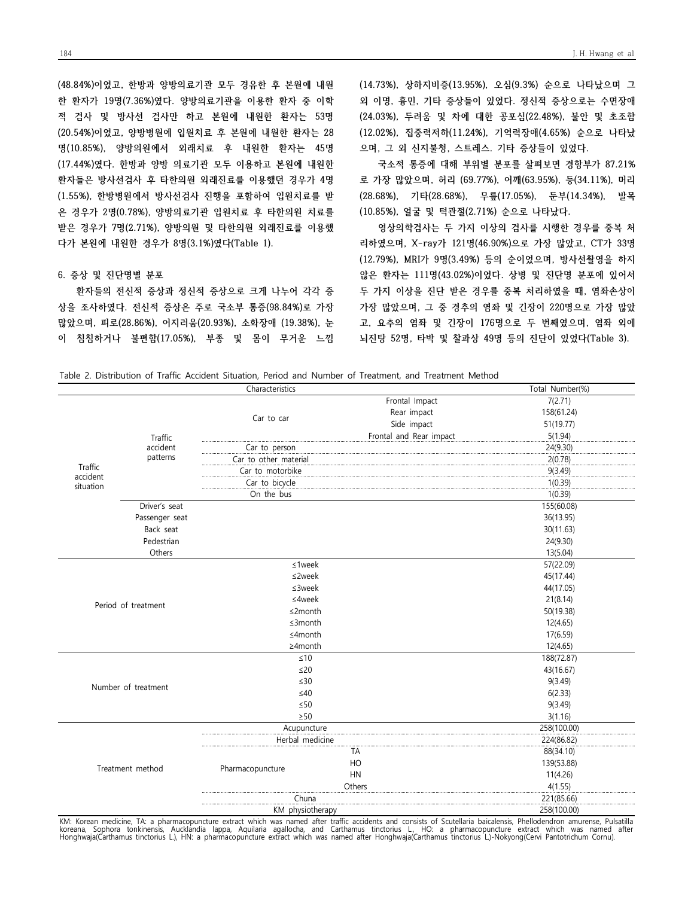(48.84%)이었고, 한방과 양방의료기관 모두 경유한 후 본원에 내원한 환자가 19명(7.36%)였다. 양방의료기관을 이용한 환자 중 이학적 검사 및 방사선 검사만 하고 본원에 내원한 환자는 53명(20.54%)이었고, 양방병원에 입원치료 후 본원에 내원한 환자는 28명(10.85%), 양방의원에서 외래치료 후 내원한 환자는 45명(17.44%)였다. 한방과 양방 의료기관 모두 이용하고 본원에 내원한 환자들은 방사선검사 후 타한의원 외래진료를 이용했던 경우가 4명(1.55%), 한방병원에서 방사선검사 진행을 포함하여 입원치료를 받은 경우가 2명(0.78%), 양방의료기관 입원치료 후 타한의원 치료를 받은 경우가 7명(2.71%), 양방의원 및 타한의원 외래진료를 이용했다가 본원에 내원한 경우가 8명(3.1%)였다(Table 1).

### 6. 증상 및 진단명별 분포

환자들의 전신적 증상과 정신적 증상으로 크게 나누어 각각 증상을 조사하였다. 전신적 증상은 주로 국소부 통증(98.84%)로 가장 많았으며, 피로(28.86%), 어지러움(20.93%), 소화장애 (19.38%), 눈이 침침하거나 불편함(17.05%), 부종 및 몸이 무거운 느낌(14.73%), 상하지비증(13.95%), 오심(9.3%) 순으로 나타났으며 그 외 이명, 흉민, 기타 증상들이 있었다. 정신적 증상으로는 수면장애(24.03%), 두려움 및 차에 대한 공포심(22.48%), 불안 및 초조함(12.02%), 집중력저하(11.24%), 기억력장애(4.65%) 순으로 나타났으며, 그 외 신지불청, 스트레스. 기타 증상들이 있었다.

국소적 통증에 대해 부위별 분포를 살펴보면 경항부가 87.21%로 가장 많았으며, 허리 (69.77%), 어깨(63.95%), 등(34.11%), 머리(28.68%), 기타(28.68%), 무릎(17.05%), 둔부(14.34%), 발목(10.85%), 얼굴 및 턱관절(2.71%) 순으로 나타났다.

영상의학검사는 두 가지 이상의 검사를 시행한 경우를 중복 처리하였으며, X-ray가 121명(46.90%)으로 가장 많았고, CT가 33명(12.79%), MRI가 9명(3.49%) 등의 순이었으며, 방사선촬영을 하지 않은 환자는 111명(43.02%)이었다. 상병 및 진단명 분포에 있어서 두 가지 이상을 진단 받은 경우를 중복 처리하였을 때, 염좌손상이 가장 많았으며, 그 중 경추의 염좌 및 긴장이 220명으로 가장 많았고, 요추의 염좌 및 긴장이 176명으로 두 번째였으며, 염좌 외에 뇌진탕 52명, 타박 및 찰과상 49명 등의 진단이 있었다(Table 3).

Table 2. Distribution of Traffic Accident Situation, Period and Number of Treatment, and Treatment Method

| Characteristics | | | | Total Number(%) |
|---|---|---|---|---|
| Traffic accident situation | Traffic accident patterns | Car to car | Frontal Impact | 7(2.71) |
| | | | Rear impact | 158(61.24) |
| | | | Side impact | 51(19.77) |
| | | | Frontal and Rear impact | 5(1.94) |
| | | Car to person | | 24(9.30) |
| | | Car to other material | | 2(0.78) |
| | | Car to motorbike | | 9(3.49) |
| | | Car to bicycle | | 1(0.39) |
| | | On the bus | | 1(0.39) |
| | Driver's seat | | | 155(60.08) |
| | Passenger seat | | | 36(13.95) |
| | Back seat | | | 30(11.63) |
| | Pedestrian | | | 24(9.30) |
| | Others | | | 13(5.04) |
| Period of treatment | | ≤1week | | 57(22.09) |
| | | ≤2week | | 45(17.44) |
| | | ≤3week | | 44(17.05) |
| | | ≤4week | | 21(8.14) |
| | | ≤2month | | 50(19.38) |
| | | ≤3month | | 12(4.65) |
| | | ≤4month | | 17(6.59) |
| | | ≥4month | | 12(4.65) |
| Number of treatment | | ≤10 | | 188(72.87) |
| | | ≤20 | | 43(16.67) |
| | | ≤30 | | 9(3.49) |
| | | ≤40 | | 6(2.33) |
| | | ≤50 | | 9(3.49) |
| | | ≥50 | | 3(1.16) |
| Treatment method | | Acupuncture | | 258(100.00) |
| | | Herbal medicine | | 224(86.82) |
| | | Pharmacopuncture | TA | 88(34.10) |
| | | | HO | 139(53.88) |
| | | | HN | 11(4.26) |
| | | | Others | 4(1.55) |
| | | Chuna | | 221(85.66) |
| | | KM physiotherapy | | 258(100.00) |

KM: Korean medicine, TA: a pharmacopuncture extract which was named after traffic accidents and consists of Scutellaria baicalensis, Phellodendron amurense, Pulsatilla koreana, Sophora tonkinensis, Aucklandia lappa, Aquilaria agallocha, and Carthamus tinctorius L., HO: a pharmacopuncture extract which was named after Honghwaja(Carthamus tinctorius L.), HN: a pharmacopuncture extract which was named after Honghwaja(Carthamus tinctorius L.)-Nokyong(Cervi Pantotrichum Cornu).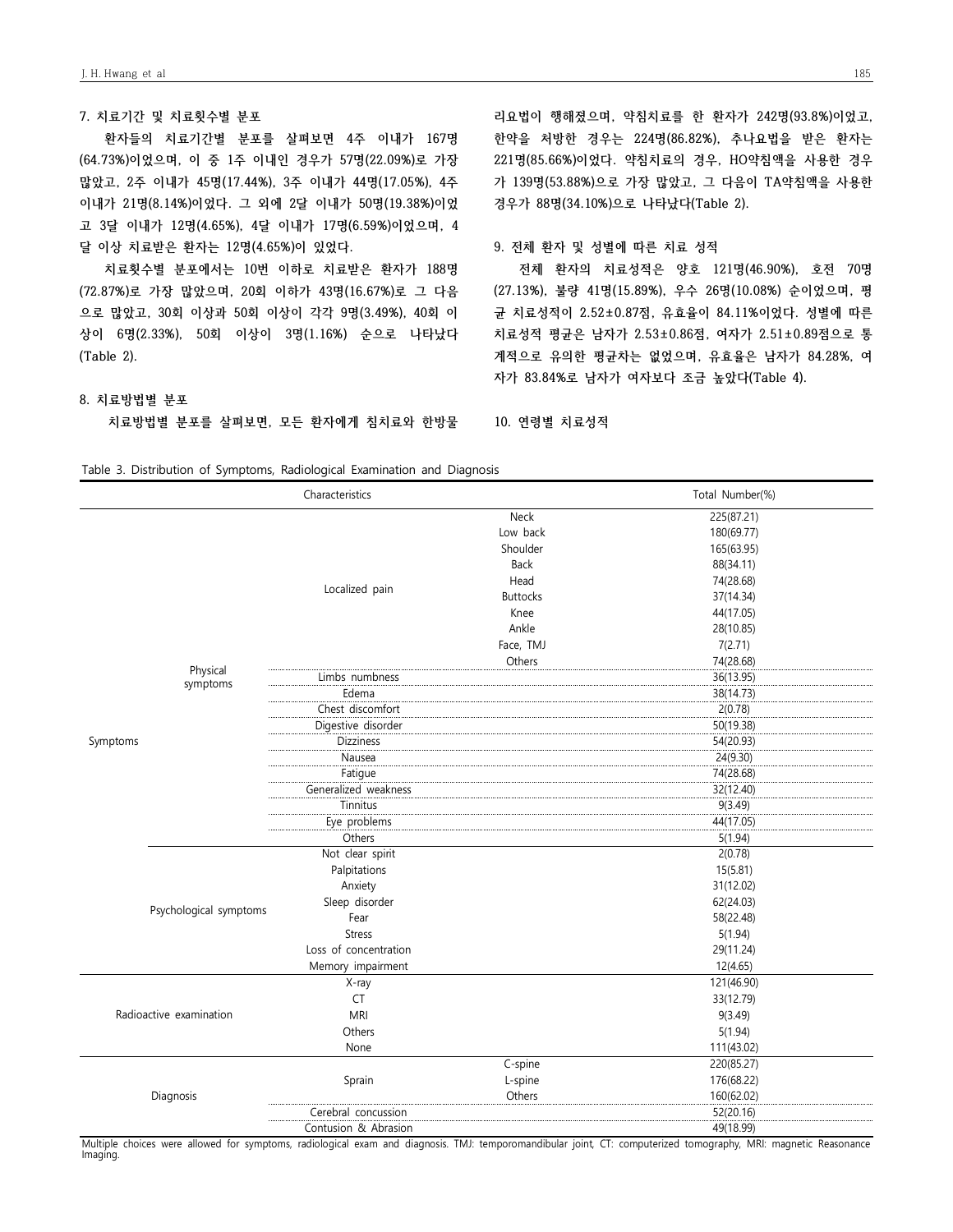### 7. 치료기간 및 치료횟수별 분포

환자들의 치료기간별 분포를 살펴보면 4주 이내가 167명(64.73%)이었으며, 이 중 1주 이내인 경우가 57명(22.09%)로 가장 많았고, 2주 이내가 45명(17.44%), 3주 이내가 44명(17.05%), 4주 이내가 21명(8.14%)이었다. 그 외에 2달 이내가 50명(19.38%)이었고 3달 이내가 12명(4.65%), 4달 이내가 17명(6.59%)이었으며, 4달 이상 치료받은 환자는 12명(4.65%)이 있었다.

치료횟수별 분포에서는 10번 이하로 치료받은 환자가 188명(72.87%)로 가장 많았으며, 20회 이하가 43명(16.67%)로 그 다음으로 많았고, 30회 이상과 50회 이상이 각각 9명(3.49%), 40회 이상이 6명(2.33%), 50회 이상이 3명(1.16%) 순으로 나타났다(Table 2).

### 8. 치료방법별 분포

치료방법별 분포를 살펴보면, 모든 환자에게 침치료와 한방물리요법이 행해졌으며, 약침치료를 한 환자가 242명(93.8%)이었고, 한약을 처방한 경우는 224명(86.82%), 추나요법을 받은 환자는 221명(85.66%)이었다. 약침치료의 경우, HO약침액을 사용한 경우가 139명(53.88%)으로 가장 많았고, 그 다음이 TA약침액을 사용한 경우가 88명(34.10%)으로 나타났다(Table 2).

### 9. 전체 환자 및 성별에 따른 치료 성적

전체 환자의 치료성적은 양호 121명(46.90%), 호전 70명(27.13%), 불량 41명(15.89%), 우수 26명(10.08%) 순이었으며, 평균 치료성적이 2.52±0.87점, 유효율이 84.11%이었다. 성별에 따른 치료성적 평균은 남자가 2.53±0.86점, 여자가 2.51±0.89점으로 통계적으로 유의한 평균차는 없었으며, 유효율은 남자가 84.28%, 여자가 83.84%로 남자가 여자보다 조금 높았다(Table 4).

### 10. 연령별 치료성적

Table 3. Distribution of Symptoms, Radiological Examination and Diagnosis

| Characteristics | | | | Total Number(%) |
|---|---|---|---|---|
| Symptoms | Physical symptoms | Localized pain | Neck | 225(87.21) |
| | | | Low back | 180(69.77) |
| | | | Shoulder | 165(63.95) |
| | | | Back | 88(34.11) |
| | | | Head | 74(28.68) |
| | | | Buttocks | 37(14.34) |
| | | | Knee | 44(17.05) |
| | | | Ankle | 28(10.85) |
| | | | Face, TMJ | 7(2.71) |
| | | | Others | 74(28.68) |
| | | Limbs numbness | | 36(13.95) |
| | | Edema | | 38(14.73) |
| | | Chest discomfort | | 2(0.78) |
| | | Digestive disorder | | 50(19.38) |
| | | Dizziness | | 54(20.93) |
| | | Nausea | | 24(9.30) |
| | | Fatigue | | 74(28.68) |
| | | Generalized weakness | | 32(12.40) |
| | | Tinnitus | | 9(3.49) |
| | | Eye problems | | 44(17.05) |
| | | Others | | 5(1.94) |
| | Psychological symptoms | Not clear spirit | | 2(0.78) |
| | | Palpitations | | 15(5.81) |
| | | Anxiety | | 31(12.02) |
| | | Sleep disorder | | 62(24.03) |
| | | Fear | | 58(22.48) |
| | | Stress | | 5(1.94) |
| | | Loss of concentration | | 29(11.24) |
| | | Memory impairment | | 12(4.65) |
| Radioactive examination | | X-ray | | 121(46.90) |
| | | CT | | 33(12.79) |
| | | MRI | | 9(3.49) |
| | | Others | | 5(1.94) |
| | | None | | 111(43.02) |
| Diagnosis | | Sprain | C-spine | 220(85.27) |
| | | | L-spine | 176(68.22) |
| | | | Others | 160(62.02) |
| | | Cerebral concussion | | 52(20.16) |
| | | Contusion & Abrasion | | 49(18.99) |

Multiple choices were allowed for symptoms, radiological exam and diagnosis. TMJ: temporomandibular joint, CT: computerized tomography, MRI: magnetic Reasonance Imaging.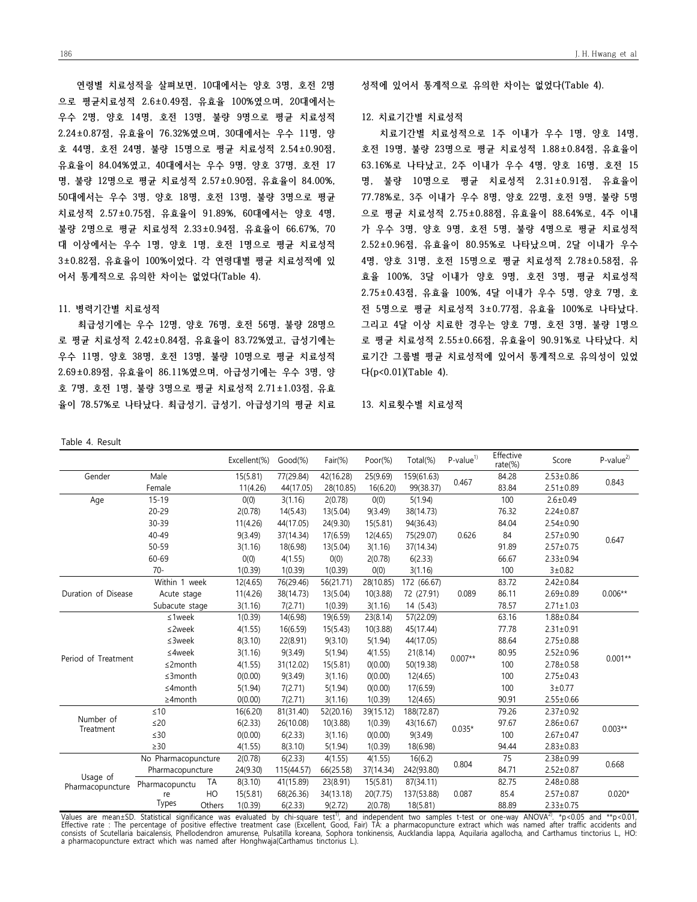연령별 치료성적을 살펴보면, 10대에서는 양호 3명, 호전 2명으로 평균치료성적 2.6±0.49점, 유효율 100%였으며, 20대에서는 우수 2명, 양호 14명, 호전 13명, 불량 9명으로 평균 치료성적 2.24±0.87점, 유효율이 76.32%였으며, 30대에서는 우수 11명, 양호 44명, 호전 24명, 불량 15명으로 평균 치료성적 2.54±0.90점, 유효율이 84.04%였고, 40대에서는 우수 9명, 양호 37명, 호전 17명, 불량 12명으로 평균 치료성적 2.57±0.90점, 유효율이 84.00%, 50대에서는 우수 3명, 양호 18명, 호전 13명, 불량 3명으로 평균 치료성적 2.57±0.75점, 유효율이 91.89%, 60대에서는 양호 4명, 불량 2명으로 평균 치료성적 2.33±0.94점, 유효율이 66.67%, 70대 이상에서는 우수 1명, 양호 1명, 호전 1명으로 평균 치료성적 3±0.82점, 유효율이 100%이었다. 각 연령대별 평균 치료성적에 있어서 통계적으로 유의한 차이는 없었다(Table 4).

### 11. 병력기간별 치료성적

최급성기에는 우수 12명, 양호 76명, 호전 56명, 불량 28명으로 평균 치료성적 2.42±0.84점, 유효율이 83.72%였고, 급성기에는 우수 11명, 양호 38명, 호전 13명, 불량 10명으로 평균 치료성적 2.69±0.89점, 유효율이 86.11%였으며, 아급성기에는 우수 3명, 양호 7명, 호전 1명, 불량 3명으로 평균 치료성적 2.71±1.03점, 유효율이 78.57%로 나타났다. 최급성기, 급성기, 아급성기의 평균 치료성적에 있어서 통계적으로 유의한 차이는 없었다(Table 4).

### 12. 치료기간별 치료성적

치료기간별 치료성적으로 1주 이내가 우수 1명, 양호 14명, 호전 19명, 불량 23명으로 평균 치료성적 1.88±0.84점, 유효율이 63.16%로 나타났고, 2주 이내가 우수 4명, 양호 16명, 호전 15명, 불량 10명으로 평균 치료성적 2.31±0.91점, 유효율이 77.78%로, 3주 이내가 우수 8명, 양호 22명, 호전 9명, 불량 5명으로 평균 치료성적 2.75±0.88점, 유효율이 88.64%로, 4주 이내가 우수 3명, 양호 9명, 호전 5명, 불량 4명으로 평균 치료성적 2.52±0.96점, 유효율이 80.95%로 나타났으며, 2달 이내가 우수 4명, 양호 31명, 호전 15명으로 평균 치료성적 2.78±0.58점, 유효율 100%, 3달 이내가 양호 9명, 호전 3명, 평균 치료성적 2.75±0.43점, 유효율 100%, 4달 이내가 우수 5명, 양호 7명, 호전 5명으로 평균 치료성적 3±0.77점, 유효율 100%로 나타났다. 그리고 4달 이상 치료한 경우는 양호 7명, 호전 3명, 불량 1명으로 평균 치료성적 2.55±0.66점, 유효율이 90.91%로 나타났다. 치료기간 그룹별 평균 치료성적에 있어서 통계적으로 유의성이 있었다(p<0.01)(Table 4).

### 13. 치료횟수별 치료성적

Table 4. Result

| | | | Excellent(%) | Good(%) | Fair(%) | Poor(%) | Total(%) | P-value[1] | Effective rate(%) | Score | P-value[2] |
|---|---|---|---|---|---|---|---|---|---|---|---|
| Gender | Male | | 15(5.81) | 77(29.84) | 42(16.28) | 25(9.69) | 159(61.63) | 0.467 | 84.28 | 2.53±0.86 | 0.843 |
| | Female | | 11(4.26) | 44(17.05) | 28(10.85) | 16(6.20) | 99(38.37) | | 83.84 | 2.51±0.89 | |
| Age | 15-19 | | 0(0) | 3(1.16) | 2(0.78) | 0(0) | 5(1.94) | 0.626 | 100 | 2.6±0.49 | 0.647 |
| | 20-29 | | 2(0.78) | 14(5.43) | 13(5.04) | 9(3.49) | 38(14.73) | | 76.32 | 2.24±0.87 | |
| | 30-39 | | 11(4.26) | 44(17.05) | 24(9.30) | 15(5.81) | 94(36.43) | | 84.04 | 2.54±0.90 | |
| | 40-49 | | 9(3.49) | 37(14.34) | 17(6.59) | 12(4.65) | 75(29.07) | | 84 | 2.57±0.90 | |
| | 50-59 | | 3(1.16) | 18(6.98) | 13(5.04) | 3(1.16) | 37(14.34) | | 91.89 | 2.57±0.75 | |
| | 60-69 | | 0(0) | 4(1.55) | 0(0) | 2(0.78) | 6(2.33) | | 66.67 | 2.33±0.94 | |
| | 70- | | 1(0.39) | 1(0.39) | 1(0.39) | 0(0) | 3(1.16) | | 100 | 3±0.82 | |
| Duration of Disease | Within 1 week | | 12(4.65) | 76(29.46) | 56(21.71) | 28(10.85) | 172 (66.67) | 0.089 | 83.72 | 2.42±0.84 | 0.006** |
| | Acute stage | | 11(4.26) | 38(14.73) | 13(5.04) | 10(3.88) | 72 (27.91) | | 86.11 | 2.69±0.89 | |
| | Subacute stage | | 3(1.16) | 7(2.71) | 1(0.39) | 3(1.16) | 14 (5.43) | | 78.57 | 2.71±1.03 | |
| Period of Treatment | ≤1week | | 1(0.39) | 14(6.98) | 19(6.59) | 23(8.14) | 57(22.09) | 0.007** | 63.16 | 1.88±0.84 | 0.001** |
| | ≤2week | | 4(1.55) | 16(6.59) | 15(5.43) | 10(3.88) | 45(17.44) | | 77.78 | 2.31±0.91 | |
| | ≤3week | | 8(3.10) | 22(8.91) | 9(3.10) | 5(1.94) | 44(17.05) | | 88.64 | 2.75±0.88 | |
| | ≤4week | | 3(1.16) | 9(3.49) | 5(1.94) | 4(1.55) | 21(8.14) | | 80.95 | 2.52±0.96 | |
| | ≤2month | | 4(1.55) | 31(12.02) | 15(5.81) | 0(0.00) | 50(19.38) | | 100 | 2.78±0.58 | |
| | ≤3month | | 0(0.00) | 9(3.49) | 3(1.16) | 0(0.00) | 12(4.65) | | 100 | 2.75±0.43 | |
| | ≤4month | | 5(1.94) | 7(2.71) | 5(1.94) | 0(0.00) | 17(6.59) | | 100 | 3±0.77 | |
| | ≥4month | | 0(0.00) | 7(2.71) | 3(1.16) | 1(0.39) | 12(4.65) | | 90.91 | 2.55±0.66 | |
| Number of Treatment | ≤10 | | 16(6.20) | 81(31.40) | 52(20.16) | 39(15.12) | 188(72.87) | 0.035* | 79.26 | 2.37±0.92 | 0.003** |
| | ≤20 | | 6(2.33) | 26(10.08) | 10(3.88) | 1(0.39) | 43(16.67) | | 97.67 | 2.86±0.67 | |
| | ≤30 | | 0(0.00) | 6(2.33) | 3(1.16) | 0(0.00) | 9(3.49) | | 100 | 2.67±0.47 | |
| | ≥30 | | 4(1.55) | 8(3.10) | 5(1.94) | 1(0.39) | 18(6.98) | | 94.44 | 2.83±0.83 | |
| Usage of Pharmacopuncture | No Pharmacopuncture | | 2(0.78) | 6(2.33) | 4(1.55) | 4(1.55) | 16(6.2) | 0.804 | 75 | 2.38±0.99 | 0.668 |
| | Pharmacopuncture | | 24(9.30) | 115(44.57) | 66(25.58) | 37(14.34) | 242(93.80) | | 84.71 | 2.52±0.87 | |
| | Pharmacopuncture Types | TA | 8(3.10) | 41(15.89) | 23(8.91) | 15(5.81) | 87(34.11) | 0.087 | 82.75 | 2.48±0.88 | 0.020* |
| | | HO | 15(5.81) | 68(26.36) | 34(13.18) | 20(7.75) | 137(53.88) | | 85.4 | 2.57±0.87 | |
| | | Others | 1(0.39) | 6(2.33) | 9(2.72) | 2(0.78) | 18(5.81) | | 88.89 | 2.33±0.75 | |

Values are mean±SD. Statistical significance was evaluated by chi-square test[1], and independent two samples t-test or one-way ANOVA[2]. *p<0.05 and **p<0.01, Effective rate : The percentage of positive effective treatment case (Excellent, Good, Fair) TA: a pharmacopuncture extract which was named after traffic accidents and consists of Scutellaria baicalensis, Phellodendron amurense, Pulsatilla koreana, Sophora tonkinensis, Aucklandia lappa, Aquilaria agallocha, and Carthamus tinctorius L., HO: a pharmacopuncture extract which was named after Honghwaja(Carthamus tinctorius L.).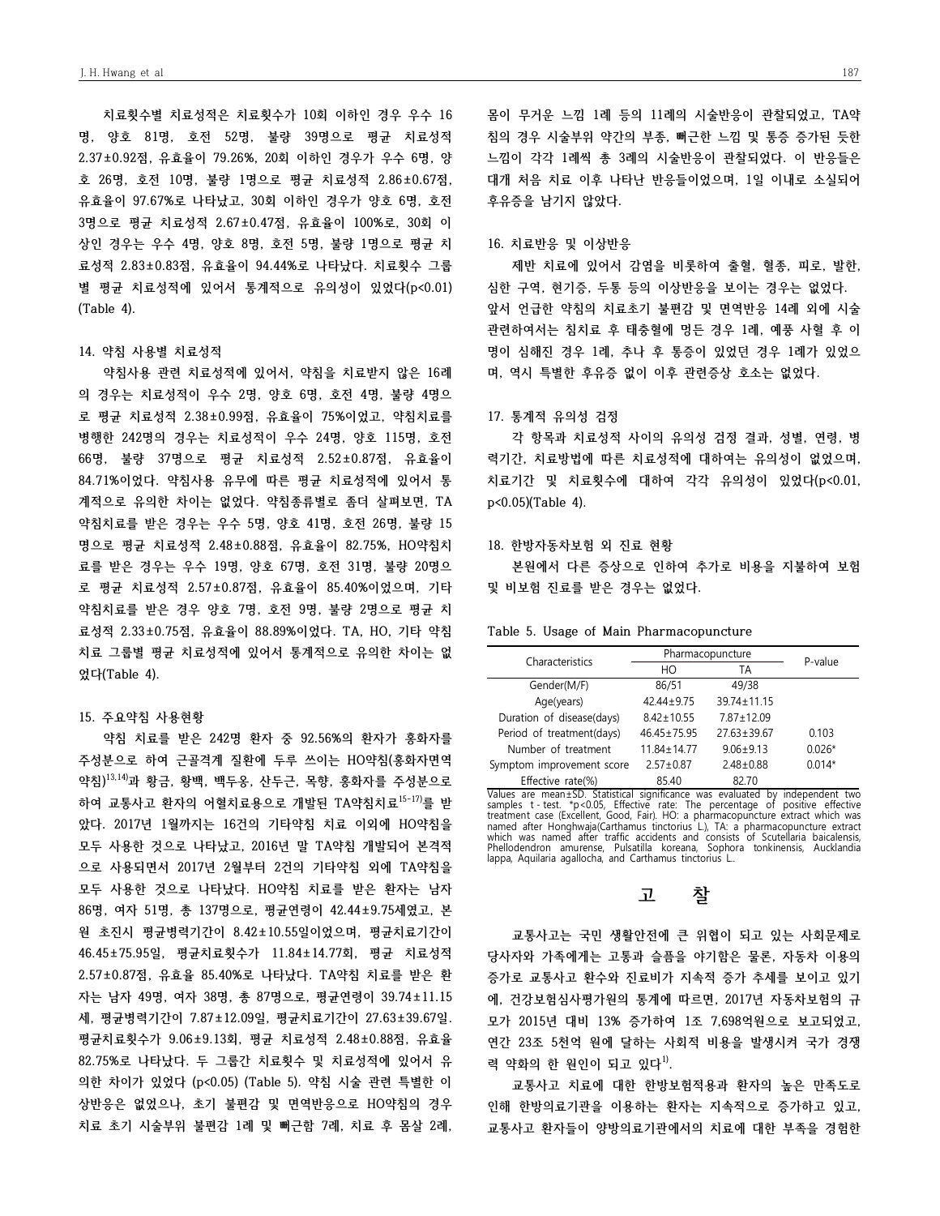치료횟수별 치료성적은 치료횟수가 10회 이하인 경우 우수 16명, 양호 81명, 호전 52명, 불량 39명으로 평균 치료성적 2.37±0.92점, 유효율이 79.26%, 20회 이하인 경우가 우수 6명, 양호 26명, 호전 10명, 불량 1명으로 평균 치료성적 2.86±0.67점, 유효율이 97.67%로 나타났고, 30회 이하인 경우가 양호 6명, 호전 3명으로 평균 치료성적 2.67±0.47점, 유효율이 100%로, 30회 이상인 경우는 우수 4명, 양호 8명, 호전 5명, 불량 1명으로 평균 치료성적 2.83±0.83점, 유효율이 94.44%로 나타났다. 치료횟수 그룹별 평균 치료성적에 있어서 통계적으로 유의성이 있었다(p<0.01) (Table 4).

### 14. 약침 사용별 치료성적

약침사용 관련 치료성적에 있어서, 약침을 치료받지 않은 16례의 경우는 치료성적이 우수 2명, 양호 6명, 호전 4명, 불량 4명으로 평균 치료성적 2.38±0.99점, 유효율이 75%이었고, 약침치료를 병행한 242명의 경우는 치료성적이 우수 24명, 양호 115명, 호전 66명, 불량 37명으로 평균 치료성적 2.52±0.87점, 유효율이 84.71%이었다. 약침사용 유무에 따른 평균 치료성적에 있어서 통계적으로 유의한 차이는 없었다. 약침종류별로 좀더 살펴보면, TA 약침치료를 받은 경우는 우수 5명, 양호 41명, 호전 26명, 불량 15명으로 평균 치료성적 2.48±0.88점, 유효율이 82.75%, HO약침치료를 받은 경우는 우수 19명, 양호 67명, 호전 31명, 불량 20명으로 평균 치료성적 2.57±0.87점, 유효율이 85.40%이었으며, 기타 약침치료를 받은 경우 양호 7명, 호전 9명, 불량 2명으로 평균 치료성적 2.33±0.75점, 유효율이 88.89%이었다. TA, HO, 기타 약침치료 그룹별 평균 치료성적에 있어서 통계적으로 유의한 차이는 없었다(Table 4).

### 15. 주요약침 사용현황

약침 치료를 받은 242명 환자 중 92.56%의 환자가 홍화자를 주성분으로 하여 근골격계 질환에 두루 쓰이는 HO약침(홍화자면역약침)[13,14]과 황금, 황백, 백두옹, 산두근, 목향, 홍화자를 주성분으로 하여 교통사고 환자의 어혈치료용으로 개발된 TA약침치료[15-17]를 받았다. 2017년 1월까지는 16건의 기타약침 치료 이외에 HO약침을 모두 사용한 것으로 나타났고, 2016년 말 TA약침 개발되어 본격적으로 사용되면서 2017년 2월부터 2건의 기타약침 외에 TA약침을 모두 사용한 것으로 나타났다. HO약침 치료를 받은 환자는 남자 86명, 여자 51명, 총 137명으로, 평균연령이 42.44±9.75세였고, 본원 초진시 평균병력기간이 8.42±10.55일이었으며, 평균치료기간이 46.45±75.95일, 평균치료횟수가 11.84±14.77회, 평균 치료성적 2.57±0.87점, 유효율 85.40%로 나타났다. TA약침 치료를 받은 환자는 남자 49명, 여자 38명, 총 87명으로, 평균연령이 39.74±11.15세, 평균병력기간이 7.87±12.09일, 평균치료기간이 27.63±39.67일. 평균치료횟수가 9.06±9.13회, 평균 치료성적 2.48±0.88점, 유효율 82.75%로 나타났다. 두 그룹간 치료횟수 및 치료성적에 있어서 유의한 차이가 있었다 (p<0.05) (Table 5). 약침 시술 관련 특별한 이상반응은 없었으나, 초기 불편감 및 면역반응으로 HO약침의 경우 치료 초기 시술부위 불편감 1례 및 뻐근함 7례, 치료 후 몸살 2례, 몸이 무거운 느낌 1례 등의 11례의 시술반응이 관찰되었고, TA약침의 경우 시술부위 약간의 부종, 뻐근한 느낌 및 통증 증가된 듯한 느낌이 각각 1례씩 총 3례의 시술반응이 관찰되었다. 이 반응들은 대개 처음 치료 이후 나타난 반응들이었으며, 1일 이내로 소실되어 후유증을 남기지 않았다.

### 16. 치료반응 및 이상반응

제반 치료에 있어서 감염을 비롯하여 출혈, 혈종, 피로, 발한, 심한 구역, 현기증, 두통 등의 이상반응을 보이는 경우는 없었다. 앞서 언급한 약침의 치료초기 불편감 및 면역반응 14례 외에 시술 관련하여서는 침치료 후 태충혈에 멍든 경우 1례, 예풍 사혈 후 이명이 심해진 경우 1례, 추나 후 통증이 있었던 경우 1례가 있었으며, 역시 특별한 후유증 없이 이후 관련증상 호소는 없었다.

### 17. 통계적 유의성 검정

각 항목과 치료성적 사이의 유의성 검정 결과, 성별, 연령, 병력기간, 치료방법에 따른 치료성적에 대하여는 유의성이 없었으며, 치료기간 및 치료횟수에 대하여 각각 유의성이 있었다(p<0.01, p<0.05)(Table 4).

### 18. 한방자동차보험 외 진료 현황

본원에서 다른 증상으로 인하여 추가로 비용을 지불하여 보험 및 비보험 진료를 받은 경우는 없었다.

Table 5. Usage of Main Pharmacopuncture

| Characteristics | Pharmacopuncture | | P-value |
|---|---|---|---|
| | HO | TA | |
| Gender(M/F) | 86/51 | 49/38 | |
| Age(years) | 42.44±9.75 | 39.74±11.15 | |
| Duration of disease(days) | 8.42±10.55 | 7.87±12.09 | |
| Period of treatment(days) | 46.45±75.95 | 27.63±39.67 | 0.103 |
| Number of treatment | 11.84±14.77 | 9.06±9.13 | 0.026* |
| Symptom improvement score | 2.57±0.87 | 2.48±0.88 | 0.014* |
| Effective rate(%) | 85.40 | 82.70 | |

Values are mean±SD. Statistical significance was evaluated by independent two samples t-test. *p<0.05, Effective rate: The percentage of positive effective treatment case (Excellent, Good, Fair). HO: a pharmacopuncture extract which was named after Honghwaja(Carthamus tinctorius L.), TA: a pharmacopuncture extract which was named after traffic accidents and consists of Scutellaria baicalensis, Phellodendron amurense, Pulsatilla koreana, Sophora tonkinensis, Aucklandia lappa, Aquilaria agallocha, and Carthamus tinctorius L..

## 고 찰

교통사고는 국민 생활안전에 큰 위협이 되고 있는 사회문제로 당사자와 가족에게는 고통과 슬픔을 야기함은 물론, 자동차 이용의 증가로 교통사고 환수와 진료비가 지속적 증가 추세를 보이고 있기에, 건강보험심사평가원의 통계에 따르면, 2017년 자동차보험의 규모가 2015년 대비 13% 증가하여 1조 7,698억원으로 보고되었고, 연간 23조 5천억 원에 달하는 사회적 비용을 발생시켜 국가 경쟁력 약화의 한 원인이 되고 있다[1].

교통사고 치료에 대한 한방보험적용과 환자의 높은 만족도로 인해 한방의료기관을 이용하는 환자는 지속적으로 증가하고 있고, 교통사고 환자들이 양방의료기관에서의 치료에 대한 부족을 경험한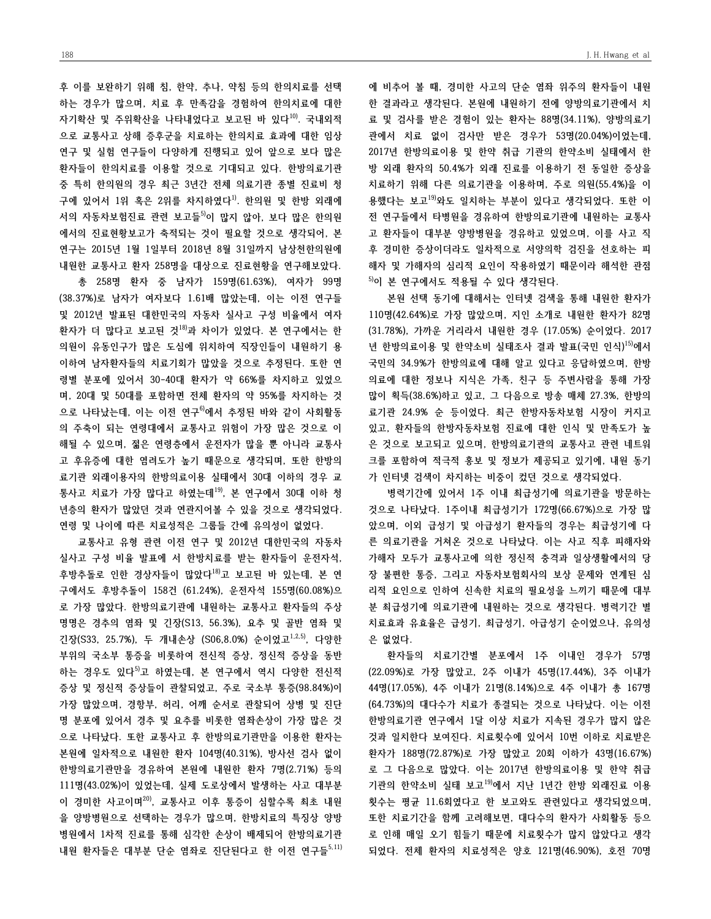후 이를 보완하기 위해 침, 한약, 추나, 약침 등의 한의치료를 선택하는 경우가 많으며, 치료 후 만족감을 경험하여 한의치료에 대한 자기확산 및 주위확산을 나타내었다고 보고된 바 있다[10]. 국내외적으로 교통사고 상해 증후군을 치료하는 한의치료 효과에 대한 임상연구 및 실험 연구들이 다양하게 진행되고 있어 앞으로 보다 많은 환자들이 한의치료를 이용할 것으로 기대되고 있다. 한방의료기관 중 특히 한의원의 경우 최근 3년간 전체 의료기관 종별 진료비 청구에 있어서 1위 혹은 2위를 차지하였다[1]. 한의원 및 한방 외래에서의 자동차보험진료 관련 보고들[5]이 많지 않아, 보다 많은 한의원에서의 진료현황보고가 축적되는 것이 필요할 것으로 생각되어, 본 연구는 2015년 1월 1일부터 2018년 8월 31일까지 남상천한의원에 내원한 교통사고 환자 258명을 대상으로 진료현황을 연구해보았다.

총 258명 환자 중 남자가 159명(61.63%), 여자가 99명(38.37%)로 남자가 여자보다 1.61배 많았는데, 이는 이전 연구들 및 2012년 발표된 대한민국의 자동차 실사고 구성 비율에서 여자 환자가 더 많다고 보고된 것[18]과 차이가 있었다. 본 연구에서는 한의원이 유동인구가 많은 도심에 위치하여 직장인들이 내원하기 용이하여 남자환자들의 치료기회가 많았을 것으로 추정된다. 또한 연령별 분포에 있어서 30-40대 환자가 약 66%를 차지하고 있었으며, 20대 및 50대를 포함하면 전체 환자의 약 95%를 차지하는 것으로 나타났는데, 이는 이전 연구[6]에서 추정된 바와 같이 사회활동의 주축이 되는 연령대에서 교통사고 위험이 가장 많은 것으로 이해될 수 있으며, 젊은 연령층에서 운전자가 많을 뿐 아니라 교통사고 후유증에 대한 염려도가 높기 때문으로 생각되며, 또한 한방의료기관 외래이용자의 한방의료이용 실태에서 30대 이하의 경우 교통사고 치료가 가장 많다고 하였는데[19], 본 연구에서 30대 이하 청년층의 환자가 많았던 것과 연관지어볼 수 있을 것으로 생각되었다. 연령 및 나이에 따른 치료성적은 그룹들 간에 유의성이 없었다.

교통사고 유형 관련 이전 연구 및 2012년 대한민국의 자동차 실사고 구성 비율 발표에 서 한방치료를 받는 환자들이 운전자석, 후방추돌로 인한 경상자들이 많았다[18]고 보고된 바 있는데, 본 연구에서도 후방추돌이 158건 (61.24%), 운전자석 155명(60.08%)으로 가장 많았다. 한방의료기관에 내원하는 교통사고 환자들의 주상명명은 경추의 염좌 및 긴장(S13, 56.3%), 요추 및 골반 염좌 및 긴장(S33, 25.7%), 두 개내손상 (S06,8.0%) 순이었고[1,2,5], 다양한 부위의 국소부 통증을 비롯하여 전신적 증상, 정신적 증상을 동반하는 경우도 있다[5]고 하였는데, 본 연구에서 역시 다양한 전신적 증상 및 정신적 증상들이 관찰되었고, 주로 국소부 통증(98.84%)이 가장 많았으며, 경항부, 허리, 어깨 순서로 관찰되어 상병 및 진단명 분포에 있어서 경추 및 요추를 비롯한 염좌손상이 가장 많은 것으로 나타났다. 또한 교통사고 후 한방의료기관만을 이용한 환자는 본원에 일차적으로 내원한 환자 104명(40.31%), 방사선 검사 없이 한방의료기관만을 경유하여 본원에 내원한 환자 7명(2.71%) 등의 111명(43.02%)이 있었는데, 실제 도로상에서 발생하는 사고 대부분이 경미한 사고이며[20], 교통사고 이후 통증이 심할수록 최초 내원을 양방병원으로 선택하는 경우가 많으며, 한방치료의 특징상 양방병원에서 1차적 진료를 통해 심각한 손상이 배제되어 한방의료기관 내원 환자들은 대부분 단순 염좌로 진단된다고 한 이전 연구들[5,11]에 비추어 볼 때, 경미한 사고의 단순 염좌 위주의 환자들이 내원한 결과라고 생각된다. 본원에 내원하기 전에 양방의료기관에서 치료 및 검사를 받은 경험이 있는 환자는 88명(34.11%), 양방의료기관에서 치료 없이 검사만 받은 경우가 53명(20.04%)이었는데, 2017년 한방의료이용 및 한약 취급 기관의 한약소비 실태에서 한방 외래 환자의 50.4%가 외래 진료를 이용하기 전 동일한 증상을 치료하기 위해 다른 의료기관을 이용하며, 주로 의원(55.4%)을 이용했다는 보고[19]와도 일치하는 부분이 있다고 생각되었다. 또한 이전 연구들에서 타병원을 경유하여 한방의료기관에 내원하는 교통사고 환자들이 대부분 양방병원을 경유하고 있었으며, 이를 사고 직후 경미한 증상이더라도 일차적으로 서양의학 검진을 선호하는 피해자 및 가해자의 심리적 요인이 작용하였기 때문이라 해석한 관점[5]이 본 연구에서도 적용될 수 있다 생각된다.

본원 선택 동기에 대해서는 인터넷 검색을 통해 내원한 환자가 110명(42.64%)로 가장 많았으며, 지인 소개로 내원한 환자가 82명(31.78%), 가까운 거리라서 내원한 경우 (17.05%) 순이었다. 2017년 한방의료이용 및 한약소비 실태조사 결과 발표(국민 인식)[15]에서 국민의 34.9%가 한방의료에 대해 알고 있다고 응답하였으며, 한방의료에 대한 정보나 지식은 가족, 친구 등 주변사람을 통해 가장 많이 획득(38.6%)하고 있고, 그 다음으로 방송 매체 27.3%, 한방의료기관 24.9% 순 등이었다. 최근 한방자동차보험 시장이 커지고 있고, 환자들의 한방자동차보험 진료에 대한 인식 및 만족도가 높은 것으로 보고되고 있으며, 한방의료기관의 교통사고 관련 네트워크를 포함하여 적극적 홍보 및 정보가 제공되고 있기에, 내원 동기가 인터넷 검색이 차지하는 비중이 컸던 것으로 생각되었다.

병력기간에 있어서 1주 이내 최급성기에 의료기관을 방문하는 것으로 나타났다. 1주이내 최급성기가 172명(66.67%)으로 가장 많았으며, 이외 급성기 및 아급성기 환자들의 경우는 최급성기에 다른 의료기관을 거쳐온 것으로 나타났다. 이는 사고 직후 피해자와 가해자 모두가 교통사고에 의한 정신적 충격과 일상생활에서의 당장 불편한 통증, 그리고 자동차보험회사의 보상 문제와 연계된 심리적 요인으로 인하여 신속한 치료의 필요성을 느끼기 때문에 대부분 최급성기에 의료기관에 내원하는 것으로 생각된다. 병력기간 별 치료효과 유효율은 급성기, 최급성기, 아급성기 순이었으나, 유의성은 없었다.

환자들의 치료기간별 분포에서 1주 이내인 경우가 57명(22.09%)로 가장 많았고, 2주 이내가 45명(17.44%), 3주 이내가 44명(17.05%), 4주 이내가 21명(8.14%)으로 4주 이내가 총 167명(64.73%)의 대다수가 치료가 종결되는 것으로 나타났다. 이는 이전 한방의료기관 연구에서 1달 이상 치료가 지속된 경우가 많지 않은 것과 일치한다 보여진다. 치료횟수에 있어서 10번 이하로 치료받은 환자가 188명(72.87%)로 가장 많았고 20회 이하가 43명(16.67%)로 그 다음으로 많았다. 이는 2017년 한방의료이용 및 한약 취급 기관의 한약소비 실태 보고[19]에서 지난 1년간 한방 외래진료 이용 횟수는 평균 11.6회였다고 한 보고와도 관련있다고 생각되었으며, 또한 치료기간을 함께 고려해보면, 대다수의 환자가 사회활동 등으로 인해 매일 오기 힘들기 때문에 치료횟수가 많지 않았다고 생각되었다. 전체 환자의 치료성적은 양호 121명(46.90%), 호전 70명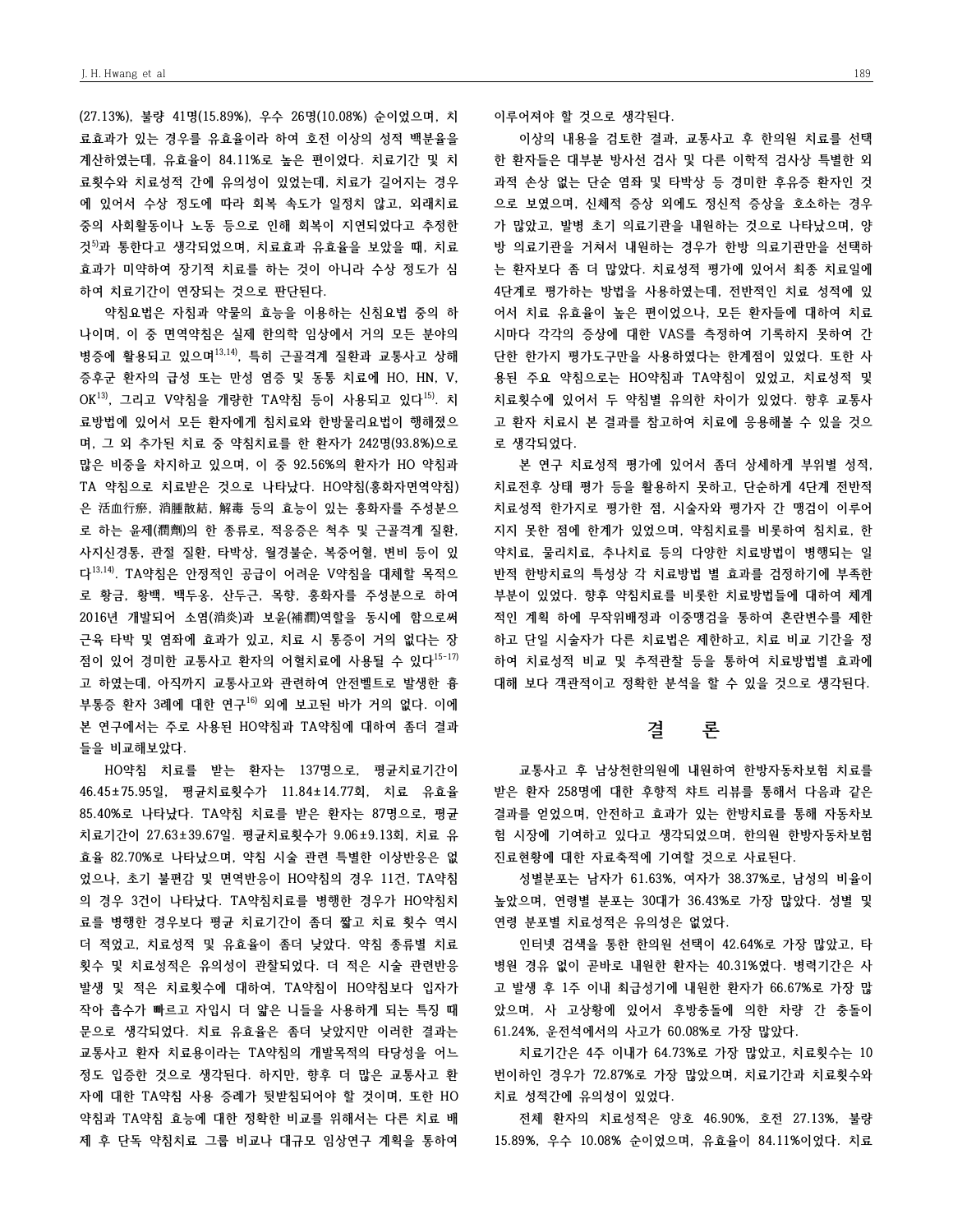(27.13%), 불량 41명(15.89%), 우수 26명(10.08%) 순이었으며, 치료효과가 있는 경우를 유효율이라 하여 호전 이상의 성적 백분율을 계산하였는데, 유효율이 84.11%로 높은 편이었다. 치료기간 및 치료횟수와 치료성적 간에 유의성이 있었는데, 치료가 길어지는 경우에 있어서 수상 정도에 따라 회복 속도가 일정치 않고, 외래치료 중의 사회활동이나 노동 등으로 인해 회복이 지연되었다고 추정한 것[5]과 통한다고 생각되었으며, 치료효과 유효율을 보았을 때, 치료효과가 미약하여 장기적 치료를 하는 것이 아니라 수상 정도가 심하여 치료기간이 연장되는 것으로 판단된다.

약침요법은 자침과 약물의 효능을 이용하는 신침요법 중의 하나이며, 이 중 면역약침은 실제 한의학 임상에서 거의 모든 분야의 병증에 활용되고 있으며[13,14], 특히 근골격계 질환과 교통사고 상해 증후군 환자의 급성 또는 만성 염증 및 동통 치료에 HO, HN, V, OK[13], 그리고 V약침을 개량한 TA약침 등이 사용되고 있다[15]. 치료방법에 있어서 모든 환자에게 침치료와 한방물리요법이 행해졌으며, 그 외 추가된 치료 중 약침치료를 한 환자가 242명(93.8%)으로 많은 비중을 차지하고 있으며, 이 중 92.56%의 환자가 HO 약침과 TA 약침으로 치료받은 것으로 나타났다. HO약침(홍화자면역약침)은 活血行瘀, 消腫散結, 解毒 등의 효능이 있는 홍화자를 주성분으로 하는 윤제(潤劑)의 한 종류로, 적응증은 척추 및 근골격계 질환, 사지신경통, 관절 질환, 타박상, 월경불순, 복중어혈, 변비 등이 있다[13,14]. TA약침은 안정적인 공급이 어려운 V약침을 대체할 목적으로 황금, 황백, 백두옹, 산두근, 목향, 홍화자를 주성분으로 하여 2016년 개발되어 소염(消炎)과 보윤(補潤)역할을 동시에 함으로써 근육 타박 및 염좌에 효과가 있고, 치료 시 통증이 거의 없다는 장점이 있어 경미한 교통사고 환자의 어혈치료에 사용될 수 있다[15-17]고 하였는데, 아직까지 교통사고와 관련하여 안전벨트로 발생한 흉부통증 환자 3례에 대한 연구[16] 외에 보고된 바가 거의 없다. 이에 본 연구에서는 주로 사용된 HO약침과 TA약침에 대하여 좀더 결과들을 비교해보았다.

HO약침 치료를 받는 환자는 137명으로, 평균치료기간이 46.45±75.95일, 평균치료횟수가 11.84±14.77회, 치료 유효율 85.40%로 나타났다. TA약침 치료를 받은 환자는 87명으로, 평균치료기간이 27.63±39.67일. 평균치료횟수가 9.06±9.13회, 치료 유효율 82.70%로 나타났으며, 약침 시술 관련 특별한 이상반응은 없었으나, 초기 불편감 및 면역반응이 HO약침의 경우 11건, TA약침의 경우 3건이 나타났다. TA약침치료를 병행한 경우가 HO약침치료를 병행한 경우보다 평균 치료기간이 좀더 짧고 치료 횟수 역시 더 적었고, 치료성적 및 유효율이 좀더 낮았다. 약침 종류별 치료횟수 및 치료성적은 유의성이 관찰되었다. 더 적은 시술 관련반응 발생 및 적은 치료횟수에 대하여, TA약침이 HO약침보다 입자가 작아 흡수가 빠르고 자입시 더 얇은 니들을 사용하게 되는 특징 때문으로 생각되었다. 치료 유효율은 좀더 낮았지만 이러한 결과는 교통사고 환자 치료용이라는 TA약침의 개발목적의 타당성을 어느 정도 입증한 것으로 생각된다. 하지만, 향후 더 많은 교통사고 환자에 대한 TA약침 사용 증례가 뒷받침되어야 할 것이며, 또한 HO약침과 TA약침 효능에 대한 정확한 비교를 위해서는 다른 치료 배제 후 단독 약침치료 그룹 비교나 대규모 임상연구 계획을 통하여 이루어져야 할 것으로 생각된다.

이상의 내용을 검토한 결과, 교통사고 후 한의원 치료를 선택한 환자들은 대부분 방사선 검사 및 다른 이학적 검사상 특별한 외과적 손상 없는 단순 염좌 및 타박상 등 경미한 후유증 환자인 것으로 보였으며, 신체적 증상 외에도 정신적 증상을 호소하는 경우가 많았고, 발병 초기 의료기관을 내원하는 것으로 나타났으며, 양방 의료기관을 거쳐서 내원하는 경우가 한방 의료기관만을 선택하는 환자보다 좀 더 많았다. 치료성적 평가에 있어서 최종 치료일에 4단계로 평가하는 방법을 사용하였는데, 전반적인 치료 성적에 있어서 치료 유효율이 높은 편이었으나, 모든 환자들에 대하여 치료시마다 각각의 증상에 대한 VAS를 측정하여 기록하지 못하여 간단한 한가지 평가도구만을 사용하였다는 한계점이 있었다. 또한 사용된 주요 약침으로는 HO약침과 TA약침이 있었고, 치료성적 및 치료횟수에 있어서 두 약침별 유의한 차이가 있었다. 향후 교통사고 환자 치료시 본 결과를 참고하여 치료에 응용해볼 수 있을 것으로 생각되었다.

본 연구 치료성적 평가에 있어서 좀더 상세하게 부위별 성적, 치료전후 상태 평가 등을 활용하지 못하고, 단순하게 4단계 전반적 치료성적 한가지로 평가한 점, 시술자와 평가자 간 맹검이 이루어지지 못한 점에 한계가 있었으며, 약침치료를 비롯하여 침치료, 한약치료, 물리치료, 추나치료 등의 다양한 치료방법이 병행되는 일반적 한방치료의 특성상 각 치료방법 별 효과를 검정하기에 부족한 부분이 있었다. 향후 약침치료를 비롯한 치료방법들에 대하여 체계적인 계획 하에 무작위배정과 이중맹검을 통하여 혼란변수를 제한하고 단일 시술자가 다른 치료법은 제한하고, 치료 비교 기간을 정하여 치료성적 비교 및 추적관찰 등을 통하여 치료방법별 효과에 대해 보다 객관적이고 정확한 분석을 할 수 있을 것으로 생각된다.

## 결 론

교통사고 후 남상천한의원에 내원하여 한방자동차보험 치료를 받은 환자 258명에 대한 후향적 챠트 리뷰를 통해서 다음과 같은 결과를 얻었으며, 안전하고 효과가 있는 한방치료를 통해 자동차보험 시장에 기여하고 있다고 생각되었으며, 한의원 한방자동차보험 진료현황에 대한 자료축적에 기여할 것으로 사료된다.

성별분포는 남자가 61.63%, 여자가 38.37%로, 남성의 비율이 높았으며, 연령별 분포는 30대가 36.43%로 가장 많았다. 성별 및 연령 분포별 치료성적은 유의성은 없었다.

인터넷 검색을 통한 한의원 선택이 42.64%로 가장 많았고, 타병원 경유 없이 곧바로 내원한 환자는 40.31%였다. 병력기간은 사고 발생 후 1주 이내 최급성기에 내원한 환자가 66.67%로 가장 많았으며, 사고상황에 있어서 후방충돌에 의한 차량 간 충돌이 61.24%, 운전석에서의 사고가 60.08%로 가장 많았다.

치료기간은 4주 이내가 64.73%로 가장 많았고, 치료횟수는 10번이하인 경우가 72.87%로 가장 많았으며, 치료기간과 치료횟수와 치료 성적간에 유의성이 있었다.

전체 환자의 치료성적은 양호 46.90%, 호전 27.13%, 불량 15.89%, 우수 10.08% 순이었으며, 유효율이 84.11%이었다. 치료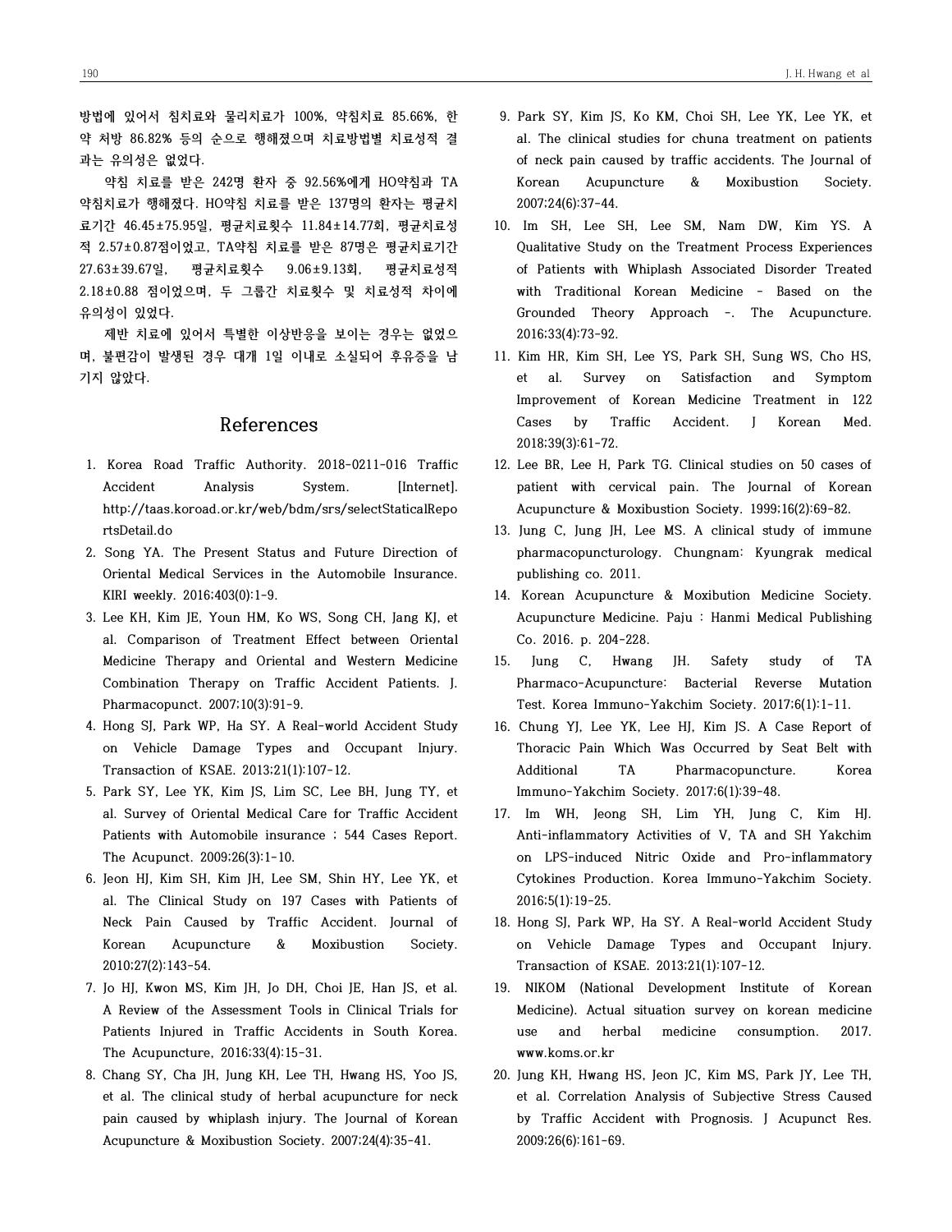방법에 있어서 침치료와 물리치료가 100%, 약침치료 85.66%, 한약 처방 86.82% 등의 순으로 행해졌으며 치료방법별 치료성적 결과는 유의성은 없었다.

약침 치료를 받은 242명 환자 중 92.56%에게 HO약침과 TA 약침치료가 행해졌다. HO약침 치료를 받은 137명의 환자는 평균치료기간 46.45±75.95일, 평균치료횟수 11.84±14.77회, 평균치료성적 2.57±0.87점이었고, TA약침 치료를 받은 87명은 평균치료기간 27.63±39.67일, 평균치료횟수 9.06±9.13회, 평균치료성적 2.18±0.88 점이었으며, 두 그룹간 치료횟수 및 치료성적 차이에 유의성이 있었다.

제반 치료에 있어서 특별한 이상반응을 보이는 경우는 없었으며, 불편감이 발생된 경우 대개 1일 이내로 소실되어 후유증을 남기지 않았다.

## References

1. Korea Road Traffic Authority. 2018-0211-016 Traffic Accident Analysis System. [Internet]. http://taas.koroad.or.kr/web/bdm/srs/selectStaticalReportsDetail.do
2. Song YA. The Present Status and Future Direction of Oriental Medical Services in the Automobile Insurance. KIRI weekly. 2016;403(0):1-9.
3. Lee KH, Kim JE, Youn HM, Ko WS, Song CH, Jang KJ, et al. Comparison of Treatment Effect between Oriental Medicine Therapy and Oriental and Western Medicine Combination Therapy on Traffic Accident Patients. J. Pharmacopunct. 2007;10(3):91-9.
4. Hong SJ, Park WP, Ha SY. A Real-world Accident Study on Vehicle Damage Types and Occupant Injury. Transaction of KSAE. 2013;21(1):107-12.
5. Park SY, Lee YK, Kim JS, Lim SC, Lee BH, Jung TY, et al. Survey of Oriental Medical Care for Traffic Accident Patients with Automobile insurance ; 544 Cases Report. The Acupunct. 2009;26(3):1-10.
6. Jeon HJ, Kim SH, Kim JH, Lee SM, Shin HY, Lee YK, et al. The Clinical Study on 197 Cases with Patients of Neck Pain Caused by Traffic Accident. Journal of Korean Acupuncture & Moxibustion Society. 2010;27(2):143-54.
7. Jo HJ, Kwon MS, Kim JH, Jo DH, Choi JE, Han JS, et al. A Review of the Assessment Tools in Clinical Trials for Patients Injured in Traffic Accidents in South Korea. The Acupuncture, 2016;33(4):15-31.
8. Chang SY, Cha JH, Jung KH, Lee TH, Hwang HS, Yoo JS, et al. The clinical study of herbal acupuncture for neck pain caused by whiplash injury. The Journal of Korean Acupuncture & Moxibustion Society. 2007;24(4):35-41.
9. Park SY, Kim JS, Ko KM, Choi SH, Lee YK, Lee YK, et al. The clinical studies for chuna treatment on patients of neck pain caused by traffic accidents. The Journal of Korean Acupuncture & Moxibustion Society. 2007;24(6):37-44.
10. Im SH, Lee SH, Lee SM, Nam DW, Kim YS. A Qualitative Study on the Treatment Process Experiences of Patients with Whiplash Associated Disorder Treated with Traditional Korean Medicine - Based on the Grounded Theory Approach -. The Acupuncture. 2016;33(4):73-92.
11. Kim HR, Kim SH, Lee YS, Park SH, Sung WS, Cho HS, et al. Survey on Satisfaction and Symptom Improvement of Korean Medicine Treatment in 122 Cases by Traffic Accident. J Korean Med. 2018;39(3):61-72.
12. Lee BR, Lee H, Park TG. Clinical studies on 50 cases of patient with cervical pain. The Journal of Korean Acupuncture & Moxibustion Society. 1999;16(2):69-82.
13. Jung C, Jung JH, Lee MS. A clinical study of immune pharmacopuncturology. Chungnam: Kyungrak medical publishing co. 2011.
14. Korean Acupuncture & Moxibution Medicine Society. Acupuncture Medicine. Paju : Hanmi Medical Publishing Co. 2016. p. 204-228.
15. Jung C, Hwang JH. Safety study of TA Pharmaco-Acupuncture: Bacterial Reverse Mutation Test. Korea Immuno-Yakchim Society. 2017;6(1):1-11.
16. Chung YJ, Lee YK, Lee HJ, Kim JS. A Case Report of Thoracic Pain Which Was Occurred by Seat Belt with Additional TA Pharmacopuncture. Korea Immuno-Yakchim Society. 2017;6(1):39-48.
17. Im WH, Jeong SH, Lim YH, Jung C, Kim HJ. Anti-inflammatory Activities of V, TA and SH Yakchim on LPS-induced Nitric Oxide and Pro-inflammatory Cytokines Production. Korea Immuno-Yakchim Society. 2016;5(1):19-25.
18. Hong SJ, Park WP, Ha SY. A Real-world Accident Study on Vehicle Damage Types and Occupant Injury. Transaction of KSAE. 2013;21(1):107-12.
19. NIKOM (National Development Institute of Korean Medicine). Actual situation survey on korean medicine use and herbal medicine consumption. 2017. www.koms.or.kr
20. Jung KH, Hwang HS, Jeon JC, Kim MS, Park JY, Lee TH, et al. Correlation Analysis of Subjective Stress Caused by Traffic Accident with Prognosis. J Acupunct Res. 2009;26(6):161-69.